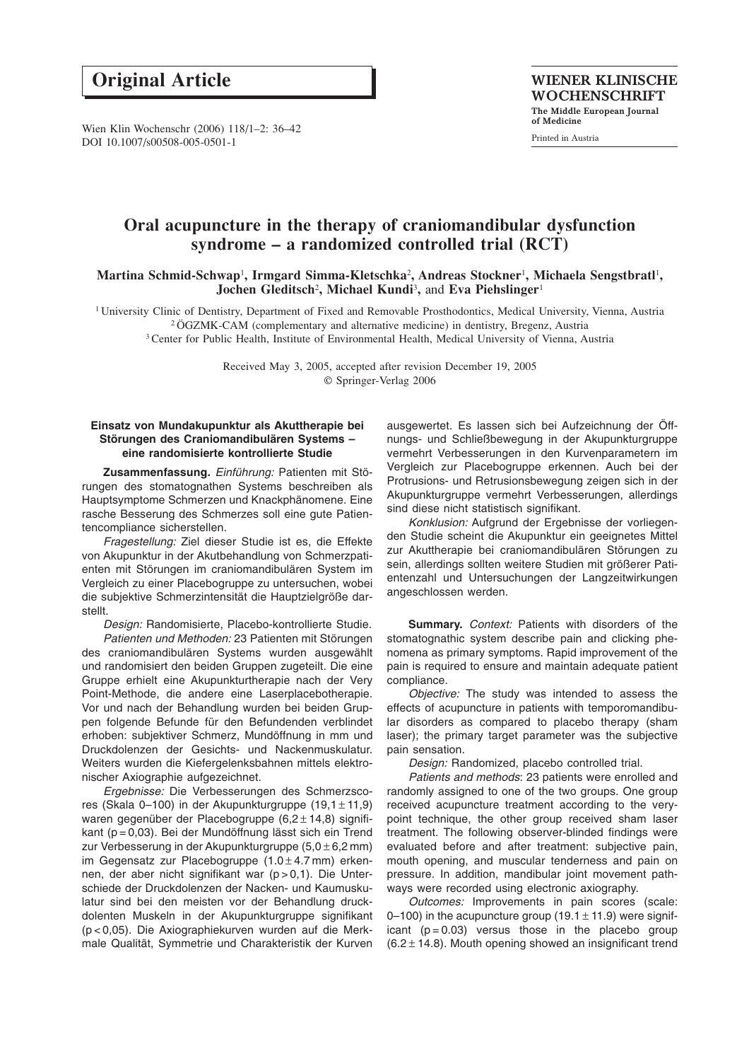Original Article

# Oral acupuncture in the therapy of craniomandibular dysfunction syndrome – a randomized controlled trial (RCT)

**Martina Schmid-Schwap**[1], **Irmgard Simma-Kletschka**[2], **Andreas Stockner**[1], **Michaela Sengstbratl**[1], **Jochen Gleditsch**[2], **Michael Kundi**[3], and **Eva Piehslinger**[1]

[1] University Clinic of Dentistry, Department of Fixed and Removable Prosthodontics, Medical University, Vienna, Austria
[2] ÖGZMK-CAM (complementary and alternative medicine) in dentistry, Bregenz, Austria
[3] Center for Public Health, Institute of Environmental Health, Medical University of Vienna, Austria

Received May 3, 2005, accepted after revision December 19, 2005
© Springer-Verlag 2006

### Einsatz von Mundakupunktur als Akuttherapie bei Störungen des Craniomandibulären Systems – eine randomisierte kontrollierte Studie

**Zusammenfassung.** *Einführung:* Patienten mit Störungen des stomatognathen Systems beschreiben als Hauptsymptome Schmerzen und Knackphänomene. Eine rasche Besserung des Schmerzes soll eine gute Patientencompliance sicherstellen.

*Fragestellung:* Ziel dieser Studie ist es, die Effekte von Akupunktur in der Akutbehandlung von Schmerzpatienten mit Störungen im craniomandibulären System im Vergleich zu einer Placebogruppe zu untersuchen, wobei die subjektive Schmerzintensität die Hauptzielgröße darstellt.

*Design:* Randomisierte, Placebo-kontrollierte Studie.

*Patienten und Methoden:* 23 Patienten mit Störungen des craniomandibulären Systems wurden ausgewählt und randomisiert den beiden Gruppen zugeteilt. Die eine Gruppe erhielt eine Akupunkturtherapie nach der Very Point-Methode, die andere eine Laserplacebotherapie. Vor und nach der Behandlung wurden bei beiden Gruppen folgende Befunde für den Befundenden verblindet erhoben: subjektiver Schmerz, Mundöffnung in mm und Druckdolenzen der Gesichts- und Nackenmuskulatur. Weiters wurden die Kiefergelenksbahnen mittels elektronischer Axiographie aufgezeichnet.

*Ergebnisse:* Die Verbesserungen des Schmerzscores (Skala 0–100) in der Akupunkturgruppe (19,1 ± 11,9) waren gegenüber der Placebogruppe (6,2 ± 14,8) signifikant (p = 0,03). Bei der Mundöffnung lässt sich ein Trend zur Verbesserung in der Akupunkturgruppe (5,0 ± 6,2 mm) im Gegensatz zur Placebogruppe (1.0 ± 4.7 mm) erkennen, der aber nicht signifikant war (p > 0,1). Die Unterschiede der Druckdolenzen der Nacken- und Kaumuskulatur sind bei den meisten vor der Behandlung druckdolenten Muskeln in der Akupunkturgruppe signifikant (p < 0,05). Die Axiographiekurven wurden auf die Merkmale Qualität, Symmetrie und Charakteristik der Kurven ausgewertet. Es lassen sich bei Aufzeichnung der Öffnungs- und Schließbewegung in der Akupunkturgruppe vermehrt Verbesserungen in den Kurvenparametern im Vergleich zur Placebogruppe erkennen. Auch bei der Protrusions- und Retrusionsbewegung zeigen sich in der Akupunkturgruppe vermehrt Verbesserungen, allerdings sind diese nicht statistisch signifikant.

*Konklusion:* Aufgrund der Ergebnisse der vorliegenden Studie scheint die Akupunktur ein geeignetes Mittel zur Akuttherapie bei craniomandibulären Störungen zu sein, allerdings sollten weitere Studien mit größerer Patientenzahl und Untersuchungen der Langzeitwirkungen angeschlossen werden.

**Summary.** *Context:* Patients with disorders of the stomatognathic system describe pain and clicking phenomena as primary symptoms. Rapid improvement of the pain is required to ensure and maintain adequate patient compliance.

*Objective:* The study was intended to assess the effects of acupuncture in patients with temporomandibular disorders as compared to placebo therapy (sham laser); the primary target parameter was the subjective pain sensation.

*Design:* Randomized, placebo controlled trial.

*Patients and methods*: 23 patients were enrolled and randomly assigned to one of the two groups. One group received acupuncture treatment according to the very-point technique, the other group received sham laser treatment. The following observer-blinded findings were evaluated before and after treatment: subjective pain, mouth opening, and muscular tenderness and pain on pressure. In addition, mandibular joint movement pathways were recorded using electronic axiography.

*Outcomes:* Improvements in pain scores (scale: 0–100) in the acupuncture group (19.1 ± 11.9) were significant (p = 0.03) versus those in the placebo group (6.2 ± 14.8). Mouth opening showed an insignificant trend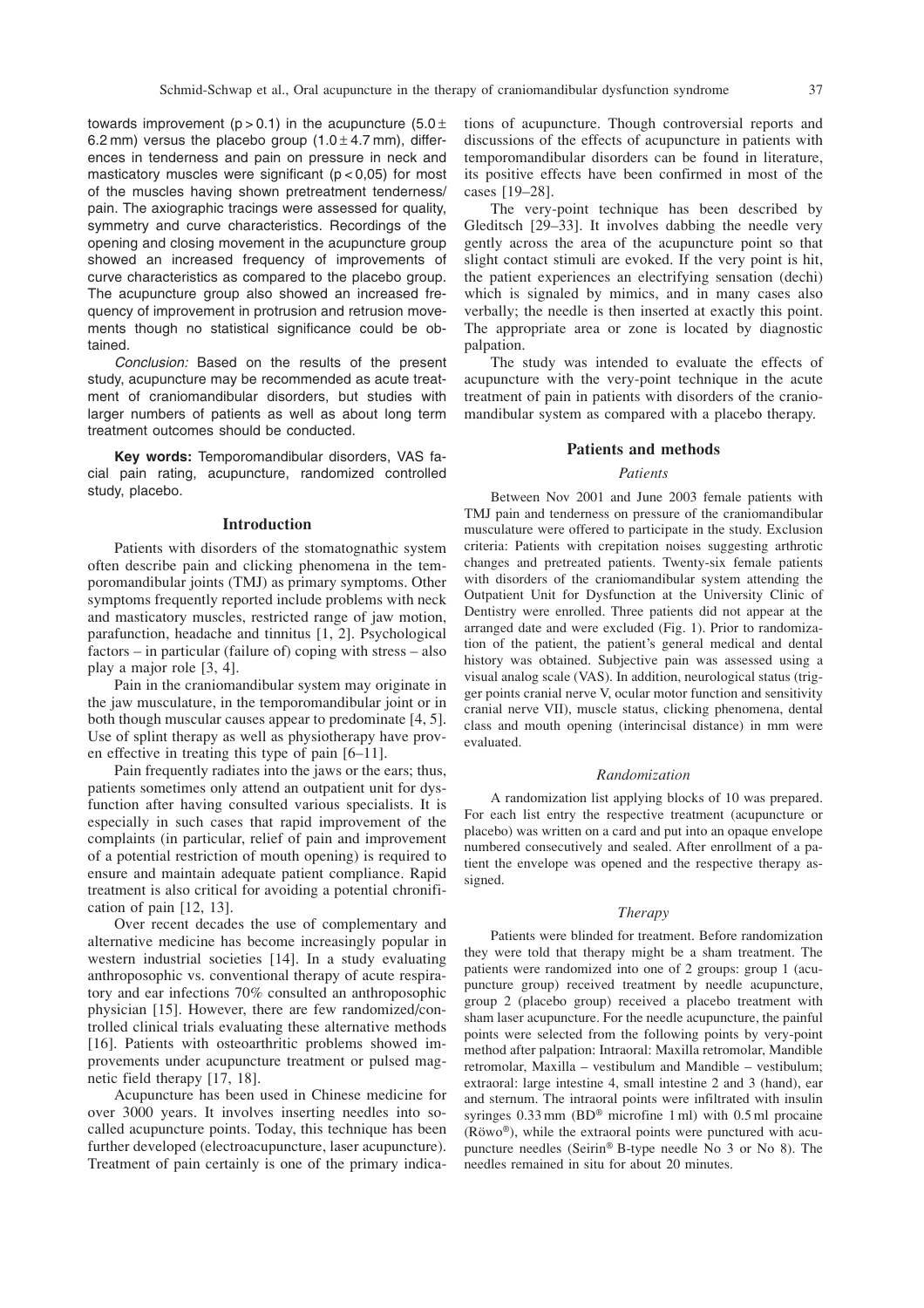towards improvement ($p > 0.1$) in the acupuncture ($5.0 \pm 6.2$ mm) versus the placebo group ($1.0 \pm 4.7$ mm), differences in tenderness and pain on pressure in neck and masticatory muscles were significant ($p < 0{,}05$) for most of the muscles having shown pretreatment tenderness/pain. The axiographic tracings were assessed for quality, symmetry and curve characteristics. Recordings of the opening and closing movement in the acupuncture group showed an increased frequency of improvements of curve characteristics as compared to the placebo group. The acupuncture group also showed an increased frequency of improvement in protrusion and retrusion movements though no statistical significance could be obtained.

*Conclusion:* Based on the results of the present study, acupuncture may be recommended as acute treatment of craniomandibular disorders, but studies with larger numbers of patients as well as about long term treatment outcomes should be conducted.

**Key words:** Temporomandibular disorders, VAS facial pain rating, acupuncture, randomized controlled study, placebo.

## Introduction

Patients with disorders of the stomatognathic system often describe pain and clicking phenomena in the temporomandibular joints (TMJ) as primary symptoms. Other symptoms frequently reported include problems with neck and masticatory muscles, restricted range of jaw motion, parafunction, headache and tinnitus [1, 2]. Psychological factors – in particular (failure of) coping with stress – also play a major role [3, 4].

Pain in the craniomandibular system may originate in the jaw musculature, in the temporomandibular joint or in both though muscular causes appear to predominate [4, 5]. Use of splint therapy as well as physiotherapy have proven effective in treating this type of pain [6–11].

Pain frequently radiates into the jaws or the ears; thus, patients sometimes only attend an outpatient unit for dysfunction after having consulted various specialists. It is especially in such cases that rapid improvement of the complaints (in particular, relief of pain and improvement of a potential restriction of mouth opening) is required to ensure and maintain adequate patient compliance. Rapid treatment is also critical for avoiding a potential chronification of pain [12, 13].

Over recent decades the use of complementary and alternative medicine has become increasingly popular in western industrial societies [14]. In a study evaluating anthroposophic vs. conventional therapy of acute respiratory and ear infections 70% consulted an anthroposophic physician [15]. However, there are few randomized/controlled clinical trials evaluating these alternative methods [16]. Patients with osteoarthritic problems showed improvements under acupuncture treatment or pulsed magnetic field therapy [17, 18].

Acupuncture has been used in Chinese medicine for over 3000 years. It involves inserting needles into so-called acupuncture points. Today, this technique has been further developed (electroacupuncture, laser acupuncture). Treatment of pain certainly is one of the primary indications of acupuncture. Though controversial reports and discussions of the effects of acupuncture in patients with temporomandibular disorders can be found in literature, its positive effects have been confirmed in most of the cases [19–28].

The very-point technique has been described by Gleditsch [29–33]. It involves dabbing the needle very gently across the area of the acupuncture point so that slight contact stimuli are evoked. If the very point is hit, the patient experiences an electrifying sensation (dechi) which is signaled by mimics, and in many cases also verbally; the needle is then inserted at exactly this point. The appropriate area or zone is located by diagnostic palpation.

The study was intended to evaluate the effects of acupuncture with the very-point technique in the acute treatment of pain in patients with disorders of the craniomandibular system as compared with a placebo therapy.

## Patients and methods

### *Patients*

Between Nov 2001 and June 2003 female patients with TMJ pain and tenderness on pressure of the craniomandibular musculature were offered to participate in the study. Exclusion criteria: Patients with crepitation noises suggesting arthrotic changes and pretreated patients. Twenty-six female patients with disorders of the craniomandibular system attending the Outpatient Unit for Dysfunction at the University Clinic of Dentistry were enrolled. Three patients did not appear at the arranged date and were excluded (Fig. 1). Prior to randomization of the patient, the patient's general medical and dental history was obtained. Subjective pain was assessed using a visual analog scale (VAS). In addition, neurological status (trigger points cranial nerve V, ocular motor function and sensitivity cranial nerve VII), muscle status, clicking phenomena, dental class and mouth opening (interincisal distance) in mm were evaluated.

### *Randomization*

A randomization list applying blocks of 10 was prepared. For each list entry the respective treatment (acupuncture or placebo) was written on a card and put into an opaque envelope numbered consecutively and sealed. After enrollment of a patient the envelope was opened and the respective therapy assigned.

### *Therapy*

Patients were blinded for treatment. Before randomization they were told that therapy might be a sham treatment. The patients were randomized into one of 2 groups: group 1 (acupuncture group) received treatment by needle acupuncture, group 2 (placebo group) received a placebo treatment with sham laser acupuncture. For the needle acupuncture, the painful points were selected from the following points by very-point method after palpation: Intraoral: Maxilla retromolar, Mandible retromolar, Maxilla – vestibulum and Mandible – vestibulum; extraoral: large intestine 4, small intestine 2 and 3 (hand), ear and sternum. The intraoral points were infiltrated with insulin syringes 0.33 mm (BD® microfine 1 ml) with 0.5 ml procaine (Röwo®), while the extraoral points were punctured with acupuncture needles (Seirin® B-type needle No 3 or No 8). The needles remained in situ for about 20 minutes.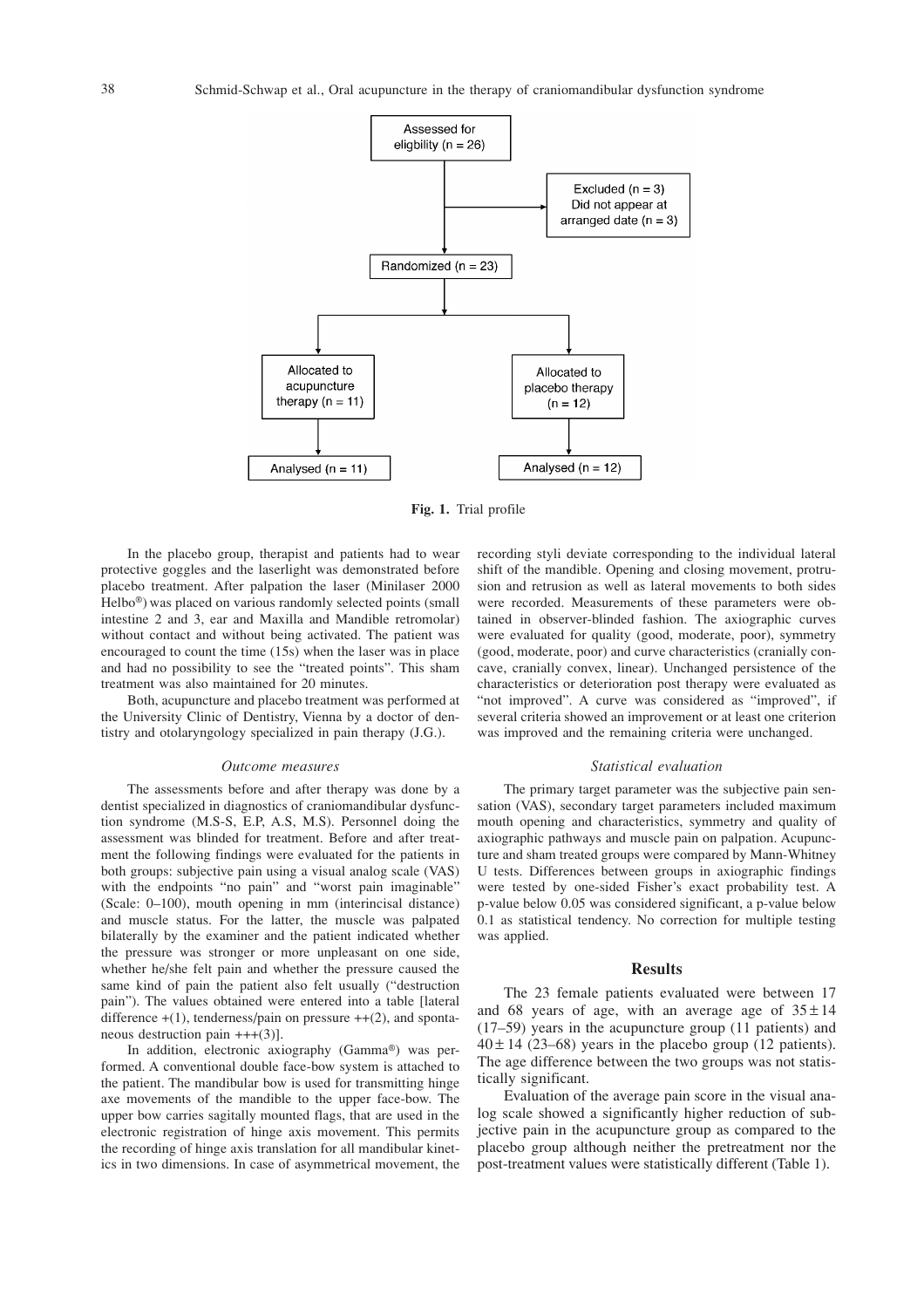Assessed for eligibility (n = 26)

Excluded (n = 3)
Did not appear at arranged date (n = 3)

Randomized (n = 23)

Allocated to acupuncture therapy (n = 11)

Allocated to placebo therapy (n = 12)

Analysed (n = 11)

Analysed (n = 12)

**Fig. 1.** Trial profile

In the placebo group, therapist and patients had to wear protective goggles and the laserlight was demonstrated before placebo treatment. After palpation the laser (Minilaser 2000 Helbo®) was placed on various randomly selected points (small intestine 2 and 3, ear and Maxilla and Mandible retromolar) without contact and without being activated. The patient was encouraged to count the time (15s) when the laser was in place and had no possibility to see the "treated points". This sham treatment was also maintained for 20 minutes.

Both, acupuncture and placebo treatment was performed at the University Clinic of Dentistry, Vienna by a doctor of dentistry and otolaryngology specialized in pain therapy (J.G.).

### *Outcome measures*

The assessments before and after therapy was done by a dentist specialized in diagnostics of craniomandibular dysfunction syndrome (M.S-S, E.P, A.S, M.S). Personnel doing the assessment was blinded for treatment. Before and after treatment the following findings were evaluated for the patients in both groups: subjective pain using a visual analog scale (VAS) with the endpoints "no pain" and "worst pain imaginable" (Scale: 0–100), mouth opening in mm (interincisal distance) and muscle status. For the latter, the muscle was palpated bilaterally by the examiner and the patient indicated whether the pressure was stronger or more unpleasant on one side, whether he/she felt pain and whether the pressure caused the same kind of pain the patient also felt usually ("destruction pain"). The values obtained were entered into a table [lateral difference +(1), tenderness/pain on pressure ++(2), and spontaneous destruction pain +++(3)].

In addition, electronic axiography (Gamma®) was performed. A conventional double face-bow system is attached to the patient. The mandibular bow is used for transmitting hinge axe movements of the mandible to the upper face-bow. The upper bow carries sagitally mounted flags, that are used in the electronic registration of hinge axis movement. This permits the recording of hinge axis translation for all mandibular kinetics in two dimensions. In case of asymmetrical movement, the recording styli deviate corresponding to the individual lateral shift of the mandible. Opening and closing movement, protrusion and retrusion as well as lateral movements to both sides were recorded. Measurements of these parameters were obtained in observer-blinded fashion. The axiographic curves were evaluated for quality (good, moderate, poor), symmetry (good, moderate, poor) and curve characteristics (cranially concave, cranially convex, linear). Unchanged persistence of the characteristics or deterioration post therapy were evaluated as "not improved". A curve was considered as "improved", if several criteria showed an improvement or at least one criterion was improved and the remaining criteria were unchanged.

### *Statistical evaluation*

The primary target parameter was the subjective pain sensation (VAS), secondary target parameters included maximum mouth opening and characteristics, symmetry and quality of axiographic pathways and muscle pain on palpation. Acupuncture and sham treated groups were compared by Mann-Whitney U tests. Differences between groups in axiographic findings were tested by one-sided Fisher's exact probability test. A p-value below 0.05 was considered significant, a p-value below 0.1 as statistical tendency. No correction for multiple testing was applied.

## Results

The 23 female patients evaluated were between 17 and 68 years of age, with an average age of $35 \pm 14$ (17–59) years in the acupuncture group (11 patients) and $40 \pm 14$ (23–68) years in the placebo group (12 patients). The age difference between the two groups was not statistically significant.

Evaluation of the average pain score in the visual analog scale showed a significantly higher reduction of subjective pain in the acupuncture group as compared to the placebo group although neither the pretreatment nor the post-treatment values were statistically different (Table 1).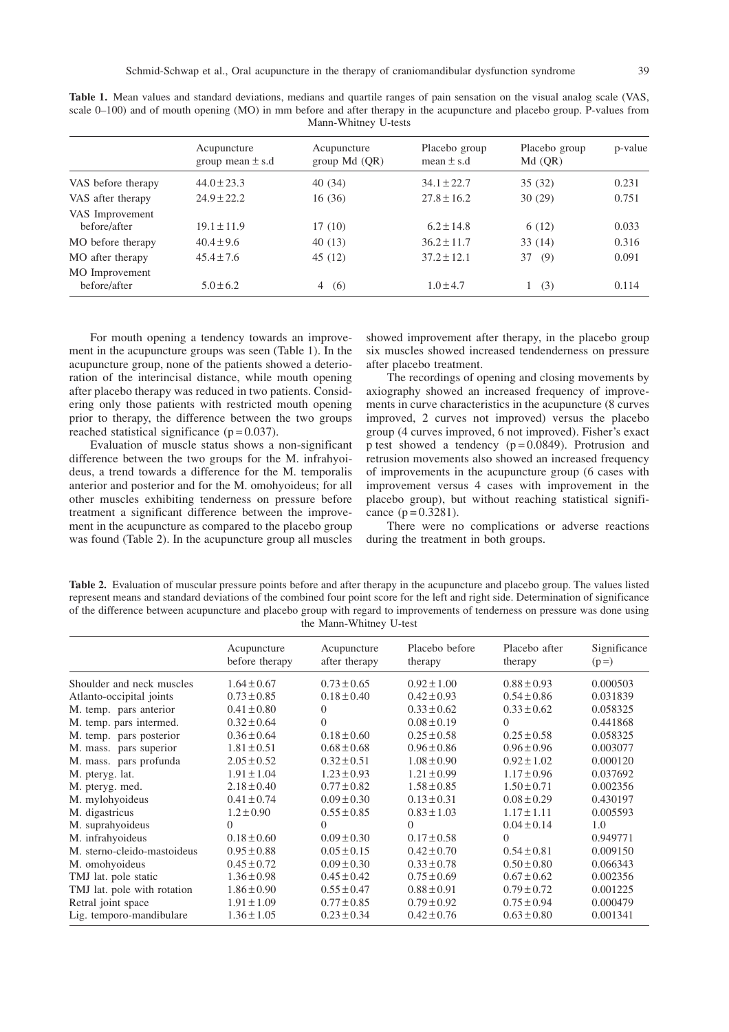**Table 1.** Mean values and standard deviations, medians and quartile ranges of pain sensation on the visual analog scale (VAS, scale 0–100) and of mouth opening (MO) in mm before and after therapy in the acupuncture and placebo group. P-values from Mann-Whitney U-tests

| | Acupuncture group mean ± s.d | Acupuncture group Md (QR) | Placebo group mean ± s.d | Placebo group Md (QR) | p-value |
|---|---|---|---|---|---|
| VAS before therapy | 44.0 ± 23.3 | 40 (34) | 34.1 ± 22.7 | 35 (32) | 0.231 |
| VAS after therapy | 24.9 ± 22.2 | 16 (36) | 27.8 ± 16.2 | 30 (29) | 0.751 |
| VAS Improvement before/after | 19.1 ± 11.9 | 17 (10) | 6.2 ± 14.8 | 6 (12) | 0.033 |
| MO before therapy | 40.4 ± 9.6 | 40 (13) | 36.2 ± 11.7 | 33 (14) | 0.316 |
| MO after therapy | 45.4 ± 7.6 | 45 (12) | 37.2 ± 12.1 | 37 (9) | 0.091 |
| MO Improvement before/after | 5.0 ± 6.2 | 4 (6) | 1.0 ± 4.7 | 1 (3) | 0.114 |

For mouth opening a tendency towards an improvement in the acupuncture groups was seen (Table 1). In the acupuncture group, none of the patients showed a deterioration of the interincisal distance, while mouth opening after placebo therapy was reduced in two patients. Considering only those patients with restricted mouth opening prior to therapy, the difference between the two groups reached statistical significance ($p = 0.037$).

Evaluation of muscle status shows a non-significant difference between the two groups for the M. infrahyoideus, a trend towards a difference for the M. temporalis anterior and posterior and for the M. omohyoideus; for all other muscles exhibiting tenderness on pressure before treatment a significant difference between the improvement in the acupuncture as compared to the placebo group was found (Table 2). In the acupuncture group all muscles showed improvement after therapy, in the placebo group six muscles showed increased tendenderness on pressure after placebo treatment.

The recordings of opening and closing movements by axiography showed an increased frequency of improvements in curve characteristics in the acupuncture (8 curves improved, 2 curves not improved) versus the placebo group (4 curves improved, 6 not improved). Fisher's exact p test showed a tendency ($p = 0.0849$). Protrusion and retrusion movements also showed an increased frequency of improvements in the acupuncture group (6 cases with improvement versus 4 cases with improvement in the placebo group), but without reaching statistical significance ($p = 0.3281$).

There were no complications or adverse reactions during the treatment in both groups.

**Table 2.** Evaluation of muscular pressure points before and after therapy in the acupuncture and placebo group. The values listed represent means and standard deviations of the combined four point score for the left and right side. Determination of significance of the difference between acupuncture and placebo group with regard to improvements of tenderness on pressure was done using the Mann-Whitney U-test

| | Acupuncture before therapy | Acupuncture after therapy | Placebo before therapy | Placebo after therapy | Significance (p =) |
|---|---|---|---|---|---|
| Shoulder and neck muscles | 1.64 ± 0.67 | 0.73 ± 0.65 | 0.92 ± 1.00 | 0.88 ± 0.93 | 0.000503 |
| Atlanto-occipital joints | 0.73 ± 0.85 | 0.18 ± 0.40 | 0.42 ± 0.93 | 0.54 ± 0.86 | 0.031839 |
| M. temp. pars anterior | 0.41 ± 0.80 | 0 | 0.33 ± 0.62 | 0.33 ± 0.62 | 0.058325 |
| M. temp. pars intermed. | 0.32 ± 0.64 | 0 | 0.08 ± 0.19 | 0 | 0.441868 |
| M. temp. pars posterior | 0.36 ± 0.64 | 0.18 ± 0.60 | 0.25 ± 0.58 | 0.25 ± 0.58 | 0.058325 |
| M. mass. pars superior | 1.81 ± 0.51 | 0.68 ± 0.68 | 0.96 ± 0.86 | 0.96 ± 0.96 | 0.003077 |
| M. mass. pars profunda | 2.05 ± 0.52 | 0.32 ± 0.51 | 1.08 ± 0.90 | 0.92 ± 1.02 | 0.000120 |
| M. pteryg. lat. | 1.91 ± 1.04 | 1.23 ± 0.93 | 1.21 ± 0.99 | 1.17 ± 0.96 | 0.037692 |
| M. pteryg. med. | 2.18 ± 0.40 | 0.77 ± 0.82 | 1.58 ± 0.85 | 1.50 ± 0.71 | 0.002356 |
| M. mylohyoideus | 0.41 ± 0.74 | 0.09 ± 0.30 | 0.13 ± 0.31 | 0.08 ± 0.29 | 0.430197 |
| M. digastricus | 1.2 ± 0.90 | 0.55 ± 0.85 | 0.83 ± 1.03 | 1.17 ± 1.11 | 0.005593 |
| M. suprahyoideus | 0 | 0 | 0 | 0.04 ± 0.14 | 1.0 |
| M. infrahyoideus | 0.18 ± 0.60 | 0.09 ± 0.30 | 0.17 ± 0.58 | 0 | 0.949771 |
| M. sterno-cleido-mastoideus | 0.95 ± 0.88 | 0.05 ± 0.15 | 0.42 ± 0.70 | 0.54 ± 0.81 | 0.009150 |
| M. omohyoideus | 0.45 ± 0.72 | 0.09 ± 0.30 | 0.33 ± 0.78 | 0.50 ± 0.80 | 0.066343 |
| TMJ lat. pole static | 1.36 ± 0.98 | 0.45 ± 0.42 | 0.75 ± 0.69 | 0.67 ± 0.62 | 0.002356 |
| TMJ lat. pole with rotation | 1.86 ± 0.90 | 0.55 ± 0.47 | 0.88 ± 0.91 | 0.79 ± 0.72 | 0.001225 |
| Retral joint space | 1.91 ± 1.09 | 0.77 ± 0.85 | 0.79 ± 0.92 | 0.75 ± 0.94 | 0.000479 |
| Lig. temporo-mandibulare | 1.36 ± 1.05 | 0.23 ± 0.34 | 0.42 ± 0.76 | 0.63 ± 0.80 | 0.001341 |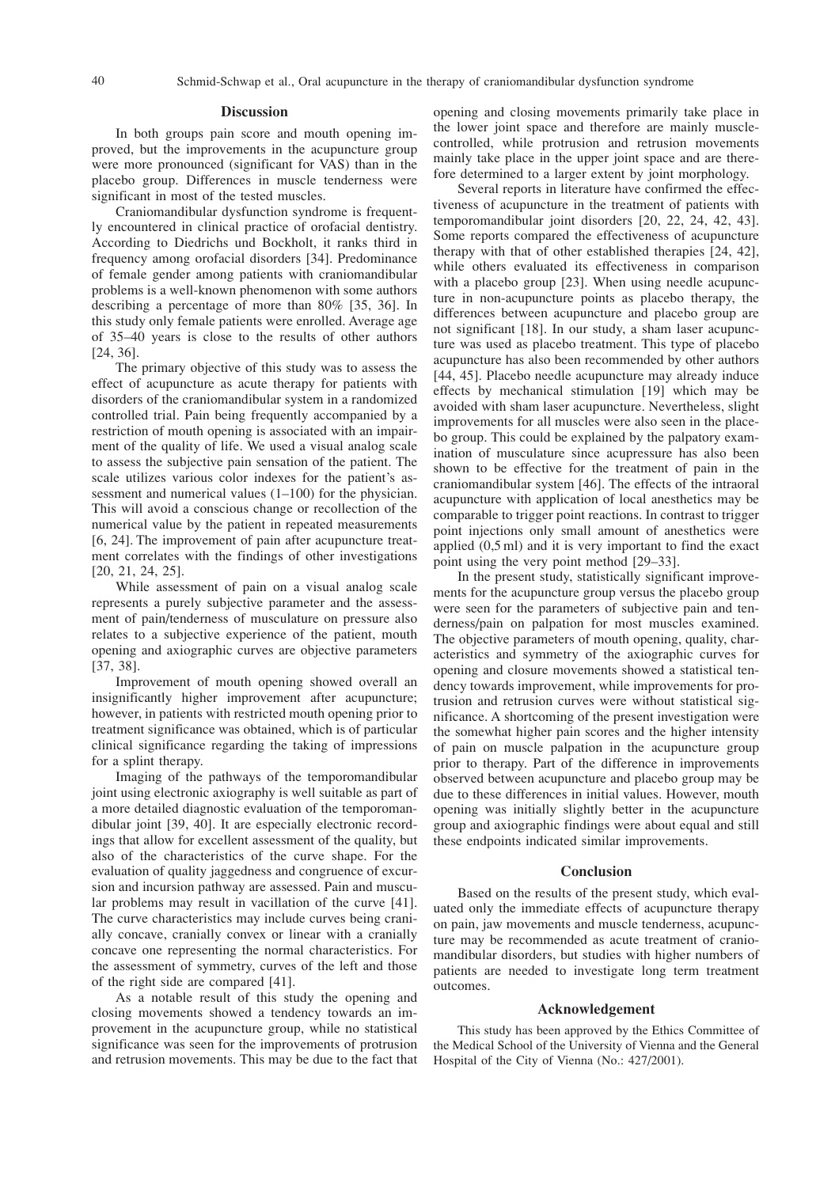## Discussion

In both groups pain score and mouth opening improved, but the improvements in the acupuncture group were more pronounced (significant for VAS) than in the placebo group. Differences in muscle tenderness were significant in most of the tested muscles.

Craniomandibular dysfunction syndrome is frequently encountered in clinical practice of orofacial dentistry. According to Diedrichs und Bockholt, it ranks third in frequency among orofacial disorders [34]. Predominance of female gender among patients with craniomandibular problems is a well-known phenomenon with some authors describing a percentage of more than 80% [35, 36]. In this study only female patients were enrolled. Average age of 35–40 years is close to the results of other authors [24, 36].

The primary objective of this study was to assess the effect of acupuncture as acute therapy for patients with disorders of the craniomandibular system in a randomized controlled trial. Pain being frequently accompanied by a restriction of mouth opening is associated with an impairment of the quality of life. We used a visual analog scale to assess the subjective pain sensation of the patient. The scale utilizes various color indexes for the patient's assessment and numerical values (1–100) for the physician. This will avoid a conscious change or recollection of the numerical value by the patient in repeated measurements [6, 24]. The improvement of pain after acupuncture treatment correlates with the findings of other investigations [20, 21, 24, 25].

While assessment of pain on a visual analog scale represents a purely subjective parameter and the assessment of pain/tenderness of musculature on pressure also relates to a subjective experience of the patient, mouth opening and axiographic curves are objective parameters [37, 38].

Improvement of mouth opening showed overall an insignificantly higher improvement after acupuncture; however, in patients with restricted mouth opening prior to treatment significance was obtained, which is of particular clinical significance regarding the taking of impressions for a splint therapy.

Imaging of the pathways of the temporomandibular joint using electronic axiography is well suitable as part of a more detailed diagnostic evaluation of the temporomandibular joint [39, 40]. It are especially electronic recordings that allow for excellent assessment of the quality, but also of the characteristics of the curve shape. For the evaluation of quality jaggedness and congruence of excursion and incursion pathway are assessed. Pain and muscular problems may result in vacillation of the curve [41]. The curve characteristics may include curves being cranially concave, cranially convex or linear with a cranially concave one representing the normal characteristics. For the assessment of symmetry, curves of the left and those of the right side are compared [41].

As a notable result of this study the opening and closing movements showed a tendency towards an improvement in the acupuncture group, while no statistical significance was seen for the improvements of protrusion and retrusion movements. This may be due to the fact that opening and closing movements primarily take place in the lower joint space and therefore are mainly muscle-controlled, while protrusion and retrusion movements mainly take place in the upper joint space and are therefore determined to a larger extent by joint morphology.

Several reports in literature have confirmed the effectiveness of acupuncture in the treatment of patients with temporomandibular joint disorders [20, 22, 24, 42, 43]. Some reports compared the effectiveness of acupuncture therapy with that of other established therapies [24, 42], while others evaluated its effectiveness in comparison with a placebo group [23]. When using needle acupuncture in non-acupuncture points as placebo therapy, the differences between acupuncture and placebo group are not significant [18]. In our study, a sham laser acupuncture was used as placebo treatment. This type of placebo acupuncture has also been recommended by other authors [44, 45]. Placebo needle acupuncture may already induce effects by mechanical stimulation [19] which may be avoided with sham laser acupuncture. Nevertheless, slight improvements for all muscles were also seen in the placebo group. This could be explained by the palpatory examination of musculature since acupressure has also been shown to be effective for the treatment of pain in the craniomandibular system [46]. The effects of the intraoral acupuncture with application of local anesthetics may be comparable to trigger point reactions. In contrast to trigger point injections only small amount of anesthetics were applied (0,5 ml) and it is very important to find the exact point using the very point method [29–33].

In the present study, statistically significant improvements for the acupuncture group versus the placebo group were seen for the parameters of subjective pain and tenderness/pain on palpation for most muscles examined. The objective parameters of mouth opening, quality, characteristics and symmetry of the axiographic curves for opening and closure movements showed a statistical tendency towards improvement, while improvements for protrusion and retrusion curves were without statistical significance. A shortcoming of the present investigation were the somewhat higher pain scores and the higher intensity of pain on muscle palpation in the acupuncture group prior to therapy. Part of the difference in improvements observed between acupuncture and placebo group may be due to these differences in initial values. However, mouth opening was initially slightly better in the acupuncture group and axiographic findings were about equal and still these endpoints indicated similar improvements.

## Conclusion

Based on the results of the present study, which evaluated only the immediate effects of acupuncture therapy on pain, jaw movements and muscle tenderness, acupuncture may be recommended as acute treatment of craniomandibular disorders, but studies with higher numbers of patients are needed to investigate long term treatment outcomes.

## Acknowledgement

This study has been approved by the Ethics Committee of the Medical School of the University of Vienna and the General Hospital of the City of Vienna (No.: 427/2001).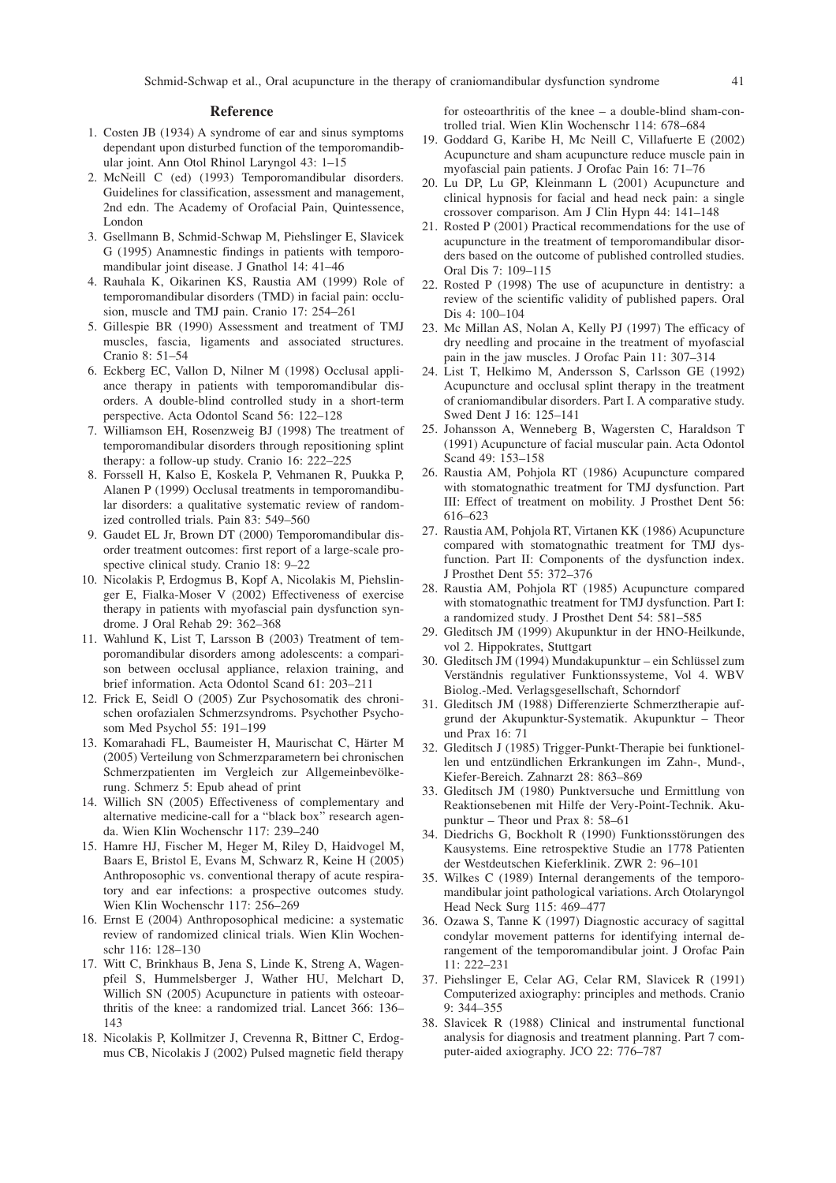## Reference

1. Costen JB (1934) A syndrome of ear and sinus symptoms dependant upon disturbed function of the temporomandibular joint. Ann Otol Rhinol Laryngol 43: 1–15
2. McNeill C (ed) (1993) Temporomandibular disorders. Guidelines for classification, assessment and management, 2nd edn. The Academy of Orofacial Pain, Quintessence, London
3. Gsellmann B, Schmid-Schwap M, Piehslinger E, Slavicek G (1995) Anamnestic findings in patients with temporomandibular joint disease. J Gnathol 14: 41–46
4. Rauhala K, Oikarinen KS, Raustia AM (1999) Role of temporomandibular disorders (TMD) in facial pain: occlusion, muscle and TMJ pain. Cranio 17: 254–261
5. Gillespie BR (1990) Assessment and treatment of TMJ muscles, fascia, ligaments and associated structures. Cranio 8: 51–54
6. Eckberg EC, Vallon D, Nilner M (1998) Occlusal appliance therapy in patients with temporomandibular disorders. A double-blind controlled study in a short-term perspective. Acta Odontol Scand 56: 122–128
7. Williamson EH, Rosenzweig BJ (1998) The treatment of temporomandibular disorders through repositioning splint therapy: a follow-up study. Cranio 16: 222–225
8. Forssell H, Kalso E, Koskela P, Vehmanen R, Puukka P, Alanen P (1999) Occlusal treatments in temporomandibular disorders: a qualitative systematic review of randomized controlled trials. Pain 83: 549–560
9. Gaudet EL Jr, Brown DT (2000) Temporomandibular disorder treatment outcomes: first report of a large-scale prospective clinical study. Cranio 18: 9–22
10. Nicolakis P, Erdogmus B, Kopf A, Nicolakis M, Piehslinger E, Fialka-Moser V (2002) Effectiveness of exercise therapy in patients with myofascial pain dysfunction syndrome. J Oral Rehab 29: 362–368
11. Wahlund K, List T, Larsson B (2003) Treatment of temporomandibular disorders among adolescents: a comparison between occlusal appliance, relaxion training, and brief information. Acta Odontol Scand 61: 203–211
12. Frick E, Seidl O (2005) Zur Psychosomatik des chronischen orofazialen Schmerzsyndroms. Psychother Psychosom Med Psychol 55: 191–199
13. Komarahadi FL, Baumeister H, Maurischat C, Härter M (2005) Verteilung von Schmerzparametern bei chronischen Schmerzpatienten im Vergleich zur Allgemeinbevölkerung. Schmerz 5: Epub ahead of print
14. Willich SN (2005) Effectiveness of complementary and alternative medicine-call for a "black box" research agenda. Wien Klin Wochenschr 117: 239–240
15. Hamre HJ, Fischer M, Heger M, Riley D, Haidvogel M, Baars E, Bristol E, Evans M, Schwarz R, Keine H (2005) Anthroposophic vs. conventional therapy of acute respiratory and ear infections: a prospective outcomes study. Wien Klin Wochenschr 117: 256–269
16. Ernst E (2004) Anthroposophical medicine: a systematic review of randomized clinical trials. Wien Klin Wochenschr 116: 128–130
17. Witt C, Brinkhaus B, Jena S, Linde K, Streng A, Wagenpfeil S, Hummelsberger J, Wather HU, Melchart D, Willich SN (2005) Acupuncture in patients with osteoarthritis of the knee: a randomized trial. Lancet 366: 136–143
18. Nicolakis P, Kollmitzer J, Crevenna R, Bittner C, Erdogmus CB, Nicolakis J (2002) Pulsed magnetic field therapy for osteoarthritis of the knee – a double-blind sham-controlled trial. Wien Klin Wochenschr 114: 678–684
19. Goddard G, Karibe H, Mc Neill C, Villafuerte E (2002) Acupuncture and sham acupuncture reduce muscle pain in myofascial pain patients. J Orofac Pain 16: 71–76
20. Lu DP, Lu GP, Kleinmann L (2001) Acupuncture and clinical hypnosis for facial and head neck pain: a single crossover comparison. Am J Clin Hypn 44: 141–148
21. Rosted P (2001) Practical recommendations for the use of acupuncture in the treatment of temporomandibular disorders based on the outcome of published controlled studies. Oral Dis 7: 109–115
22. Rosted P (1998) The use of acupuncture in dentistry: a review of the scientific validity of published papers. Oral Dis 4: 100–104
23. Mc Millan AS, Nolan A, Kelly PJ (1997) The efficacy of dry needling and procaine in the treatment of myofascial pain in the jaw muscles. J Orofac Pain 11: 307–314
24. List T, Helkimo M, Andersson S, Carlsson GE (1992) Acupuncture and occlusal splint therapy in the treatment of craniomandibular disorders. Part I. A comparative study. Swed Dent J 16: 125–141
25. Johansson A, Wenneberg B, Wagersten C, Haraldson T (1991) Acupuncture of facial muscular pain. Acta Odontol Scand 49: 153–158
26. Raustia AM, Pohjola RT (1986) Acupuncture compared with stomatognathic treatment for TMJ dysfunction. Part III: Effect of treatment on mobility. J Prosthet Dent 56: 616–623
27. Raustia AM, Pohjola RT, Virtanen KK (1986) Acupuncture compared with stomatognathic treatment for TMJ dysfunction. Part II: Components of the dysfunction index. J Prosthet Dent 55: 372–376
28. Raustia AM, Pohjola RT (1985) Acupuncture compared with stomatognathic treatment for TMJ dysfunction. Part I: a randomized study. J Prosthet Dent 54: 581–585
29. Gleditsch JM (1999) Akupunktur in der HNO-Heilkunde, vol 2. Hippokrates, Stuttgart
30. Gleditsch JM (1994) Mundakupunktur – ein Schlüssel zum Verständnis regulativer Funktionssysteme, Vol 4. WBV Biolog.-Med. Verlagsgesellschaft, Schorndorf
31. Gleditsch JM (1988) Differenzierte Schmerztherapie aufgrund der Akupunktur-Systematik. Akupunktur – Theor und Prax 16: 71
32. Gleditsch J (1985) Trigger-Punkt-Therapie bei funktionellen und entzündlichen Erkrankungen im Zahn-, Mund-, Kiefer-Bereich. Zahnarzt 28: 863–869
33. Gleditsch JM (1980) Punktversuche und Ermittlung von Reaktionsebenen mit Hilfe der Very-Point-Technik. Akupunktur – Theor und Prax 8: 58–61
34. Diedrichs G, Bockholt R (1990) Funktionsstörungen des Kausystems. Eine retrospektive Studie an 1778 Patienten der Westdeutschen Kieferklinik. ZWR 2: 96–101
35. Wilkes C (1989) Internal derangements of the temporomandibular joint pathological variations. Arch Otolaryngol Head Neck Surg 115: 469–477
36. Ozawa S, Tanne K (1997) Diagnostic accuracy of sagittal condylar movement patterns for identifying internal derangement of the temporomandibular joint. J Orofac Pain 11: 222–231
37. Piehslinger E, Celar AG, Celar RM, Slavicek R (1991) Computerized axiography: principles and methods. Cranio 9: 344–355
38. Slavicek R (1988) Clinical and instrumental functional analysis for diagnosis and treatment planning. Part 7 computer-aided axiography. JCO 22: 776–787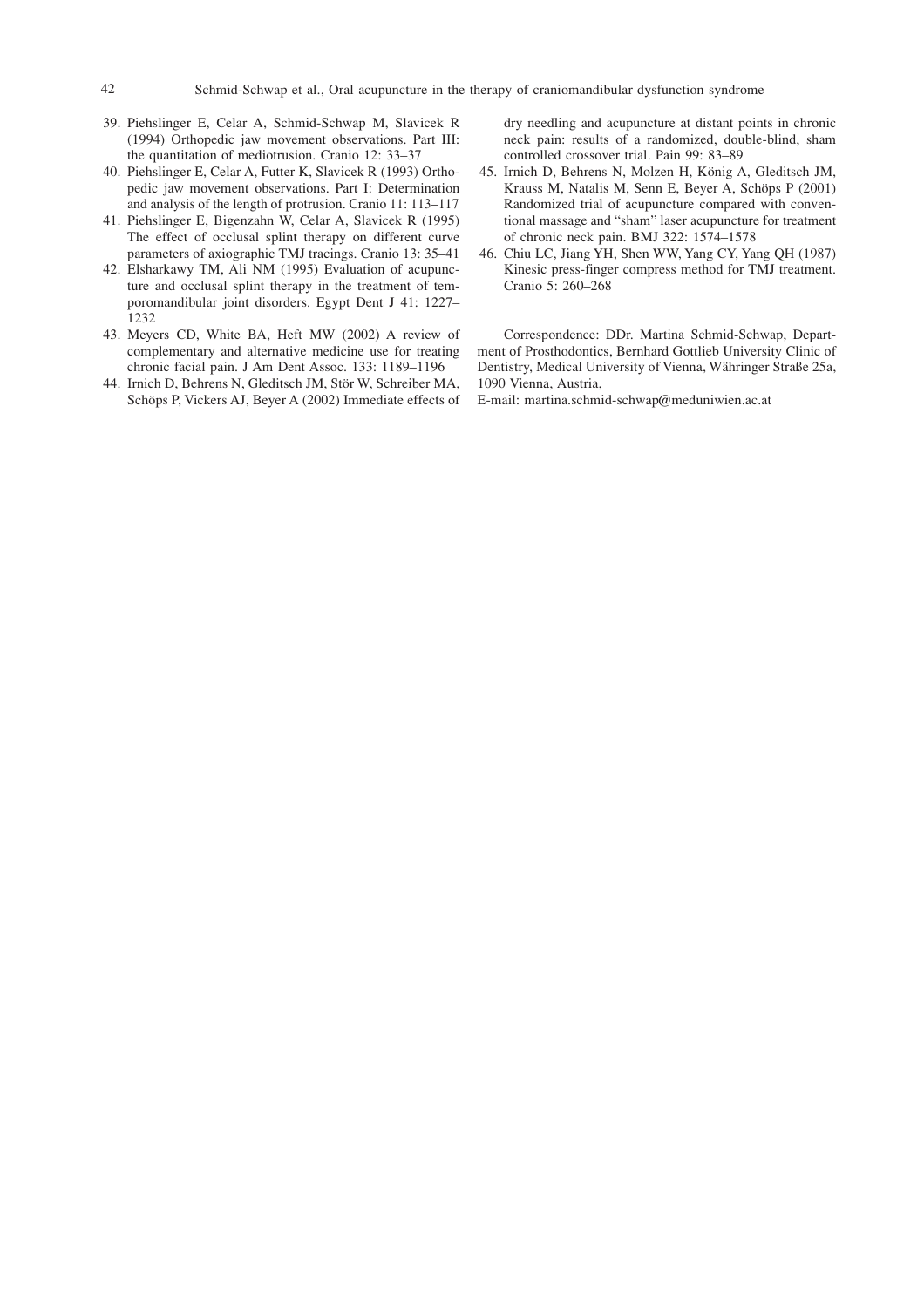39. Piehslinger E, Celar A, Schmid-Schwap M, Slavicek R (1994) Orthopedic jaw movement observations. Part III: the quantitation of mediotrusion. Cranio 12: 33–37
40. Piehslinger E, Celar A, Futter K, Slavicek R (1993) Orthopedic jaw movement observations. Part I: Determination and analysis of the length of protrusion. Cranio 11: 113–117
41. Piehslinger E, Bigenzahn W, Celar A, Slavicek R (1995) The effect of occlusal splint therapy on different curve parameters of axiographic TMJ tracings. Cranio 13: 35–41
42. Elsharkawy TM, Ali NM (1995) Evaluation of acupuncture and occlusal splint therapy in the treatment of temporomandibular joint disorders. Egypt Dent J 41: 1227–1232
43. Meyers CD, White BA, Heft MW (2002) A review of complementary and alternative medicine use for treating chronic facial pain. J Am Dent Assoc. 133: 1189–1196
44. Irnich D, Behrens N, Gleditsch JM, Stör W, Schreiber MA, Schöps P, Vickers AJ, Beyer A (2002) Immediate effects of dry needling and acupuncture at distant points in chronic neck pain: results of a randomized, double-blind, sham controlled crossover trial. Pain 99: 83–89
45. Irnich D, Behrens N, Molzen H, König A, Gleditsch JM, Krauss M, Natalis M, Senn E, Beyer A, Schöps P (2001) Randomized trial of acupuncture compared with conventional massage and "sham" laser acupuncture for treatment of chronic neck pain. BMJ 322: 1574–1578
46. Chiu LC, Jiang YH, Shen WW, Yang CY, Yang QH (1987) Kinesic press-finger compress method for TMJ treatment. Cranio 5: 260–268

Correspondence: DDr. Martina Schmid-Schwap, Department of Prosthodontics, Bernhard Gottlieb University Clinic of Dentistry, Medical University of Vienna, Währinger Straße 25a, 1090 Vienna, Austria,
E-mail: martina.schmid-schwap@meduniwien.ac.at